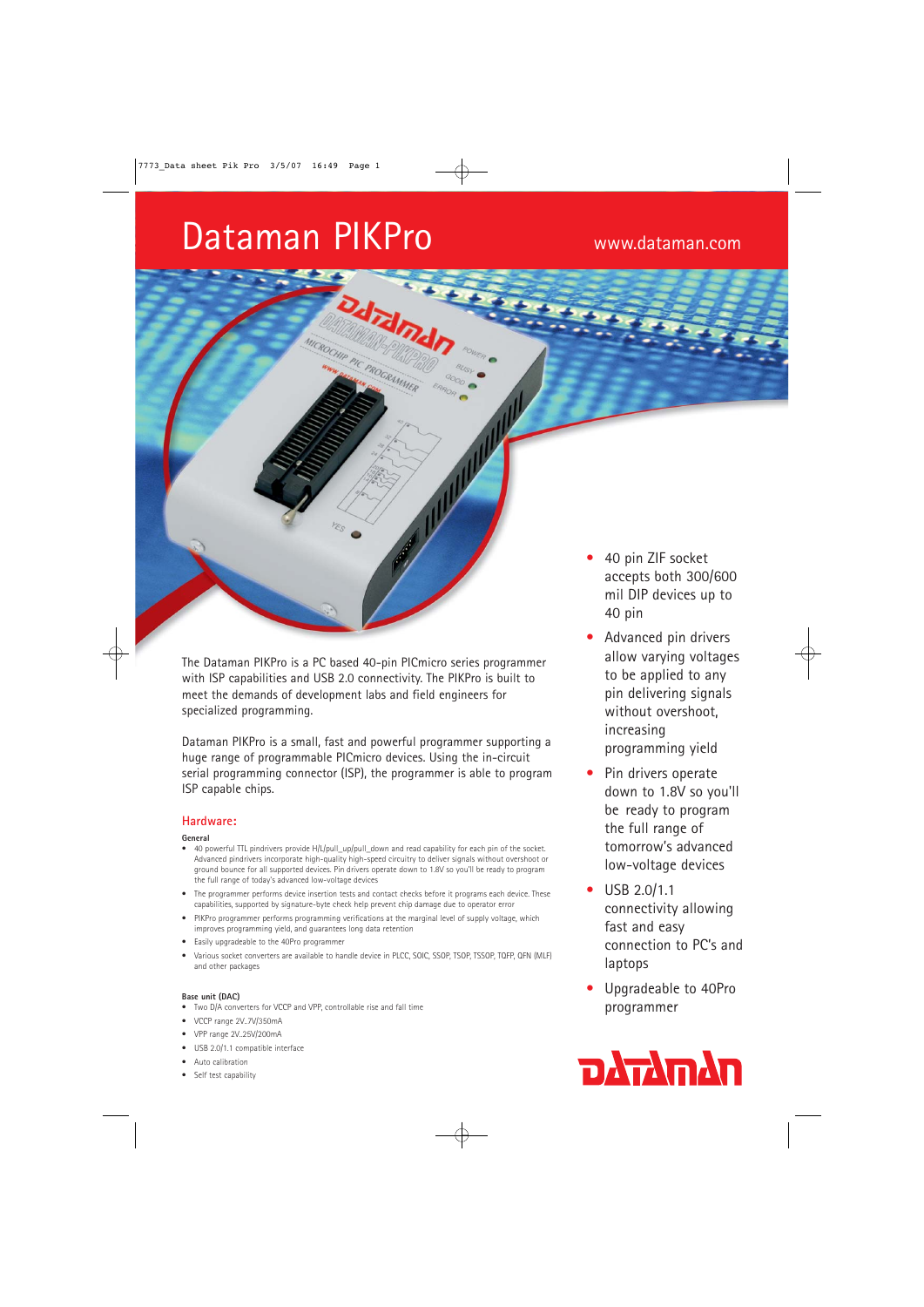# Dataman PIKPro

www.dataman.com

The Dataman PIKPro is a PC based 40-pin PICmicro series programmer with ISP capabilities and USB 2.0 connectivity. The PIKPro is built to meet the demands of development labs and field engineers for specialized programming.

Dataman PIKPro is a small, fast and powerful programmer supporting a huge range of programmable PICmicro devices. Using the in-circuit serial programming connector (ISP), the programmer is able to program ISP capable chips.

## Hardware:

**General**

- 40 powerful TTL pindrivers provide H/L/pull_up/pull_down and read capability for each pin of the socket. Advanced pindrivers incorporate high-quality high-speed circuitry to deliver signals without overshoot or ground bounce for all supported devices. Pin drivers operate down to 1.8V so you'll be ready to program the full range of today's advanced low-voltage devices
- The programmer performs device insertion tests and contact checks before it programs each device. These capabilities, supported by signature-byte check help prevent chip damage due to operator error
- PIKPro programmer performs programming verifications at the marginal level of supply voltage, which improves programming yield, and guarantees long data retention
- Easily upgradeable to the 40Pro programmer
- Various socket converters are available to handle device in PLCC, SOIC, SSOP, TSOP, TSSOP, TQFP, QFN (MLF) and other packages

**Base unit (DAC)**

- Two D/A converters for VCCP and VPP, controllable rise and fall time
- VCCP range 2V..7V/350mA
- VPP range 2V..25V/200mA
- USB 2.0/1.1 compatible interface
- Auto calibration
- Self test capability

- 40 pin ZIF socket accepts both 300/600 mil DIP devices up to 40 pin
- Advanced pin drivers allow varying voltages to be applied to any pin delivering signals without overshoot, increasing programming yield
- Pin drivers operate down to 1.8V so you'll be ready to program the full range of tomorrow's advanced low-voltage devices
- USB 2.0/1.1 connectivity allowing fast and easy connection to PC's and laptops
- Upgradeable to 40Pro programmer

DATAMAN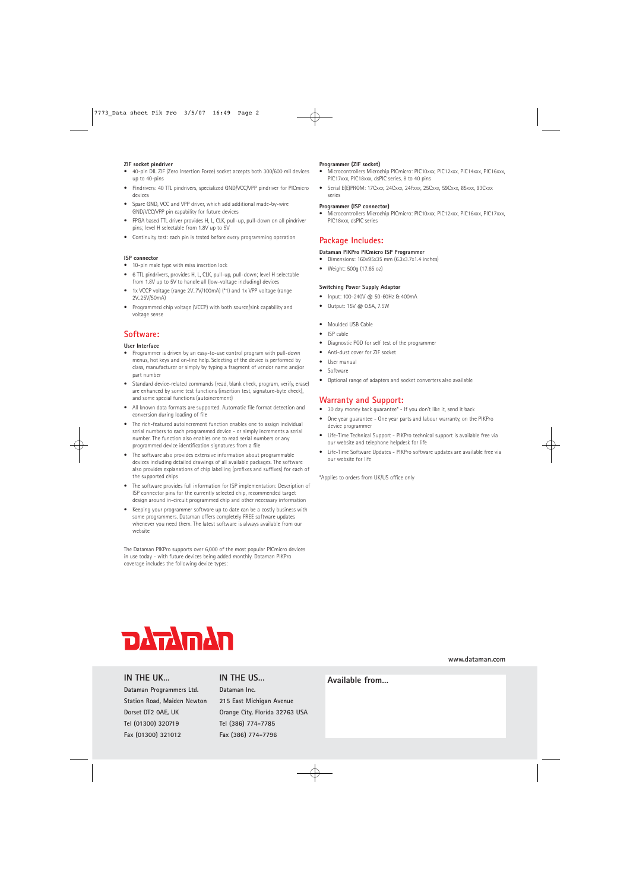### ZIF socket pindriver

- 40-pin DIL ZIF (Zero Insertion Force) socket accepts both 300/600 mil devices up to 40-pins
- Pindrivers: 40 TTL pindrivers, specialized GND/VCC/VPP pindriver for PICmicro devices
- Spare GND, VCC and VPP driver, which add additional made-by-wire GND/VCC/VPP pin capability for future devices
- FPGA based TTL driver provides H, L, CLK, pull-up, pull-down on all pindriver pins; level H selectable from 1.8V up to 5V
- Continuity test: each pin is tested before every programming operation

### ISP connector

- 10-pin male type with miss insertion lock
- 6 TTL pindrivers, provides H, L, CLK, pull-up, pull-down; level H selectable from 1.8V up to 5V to handle all (low-voltage including) devices
- 1x VCCP voltage (range 2V..7V/100mA) (*1) and 1x VPP voltage (range 2V..25V/50mA)
- Programmed chip voltage (VCCP) with both source/sink capability and voltage sense

## Software:

### User Interface

- Programmer is driven by an easy-to-use control program with pull-down menus, hot keys and on-line help. Selecting of the device is performed by class, manufacturer or simply by typing a fragment of vendor name and/or part number
- Standard device-related commands (read, blank check, program, verify, erase) are enhanced by some test functions (insertion test, signature-byte check), and some special functions (autoincrement)
- All known data formats are supported. Automatic file format detection and conversion during loading of file
- The rich-featured autoincrement function enables one to assign individual serial numbers to each programmed device - or simply increments a serial number. The function also enables one to read serial numbers or any programmed device identification signatures from a file
- The software also provides extensive information about programmable devices including detailed drawings of all available packages. The software also provides explanations of chip labelling (prefixes and suffixes) for each of the supported chips
- The software provides full information for ISP implementation: Description of ISP connector pins for the currently selected chip, recommended target design around in-circuit programmed chip and other necessary information
- Keeping your programmer software up to date can be a costly business with some programmers. Dataman offers completely FREE software updates whenever you need them. The latest software is always available from our website

The Dataman PIKPro supports over 6,000 of the most popular PICmicro devices in use today - with future devices being added monthly. Dataman PIKPro coverage includes the following device types:

### Programmer (ZIF socket)

- Microcontrollers Microchip PICmicro: PIC10xxx, PIC12xxx, PIC14xxx, PIC16xxx, PIC17xxx, PIC18xxx, dsPIC series, 8 to 40 pins
- Serial E(E)PROM: 17Cxxx, 24Cxxx, 24Fxxx, 25Cxxx, 59Cxxx, 85xxx, 93Cxxx series

### Programmer (ISP connector)

- Microcontrollers Microchip PICmicro: PIC10xxx, PIC12xxx, PIC16xxx, PIC17xxx, PIC18xxx, dsPIC series

## Package Includes:

### Dataman PIKPro PICmicro ISP Programmer

- Dimensions: 160x95x35 mm (6.3x3.7x1.4 inches)
- Weight: 500g (17.65 oz)

### Switching Power Supply Adaptor

- Input: 100-240V @ 50-60Hz & 400mA
- Output: 15V @ 0.5A, 7.5W

- Moulded USB Cable
- ISP cable
- Diagnostic POD for self test of the programmer
- Anti-dust cover for ZIF socket
- User manual
- Software
- Optional range of adapters and socket converters also available

## Warranty and Support:

- 30 day money back guarantee* - If you don't like it, send it back
- One year guarantee - One year parts and labour warranty, on the PIKPro device programmer
- Life-Time Technical Support - PIKPro technical support is available free via our website and telephone helpdesk for life
- Life-Time Software Updates - PIKPro software updates are available free via our website for life

*Applies to orders from UK/US office only

DATAMAN

www.dataman.com

### IN THE UK...

Dataman Programmers Ltd.
Station Road, Maiden Newton
Dorset DT2 0AE, UK
Tel (01300) 320719
Fax (01300) 321012

### IN THE US...

Dataman Inc.
215 East Michigan Avenue
Orange City, Florida 32763 USA
Tel (386) 774-7785
Fax (386) 774-7796

### Available from...